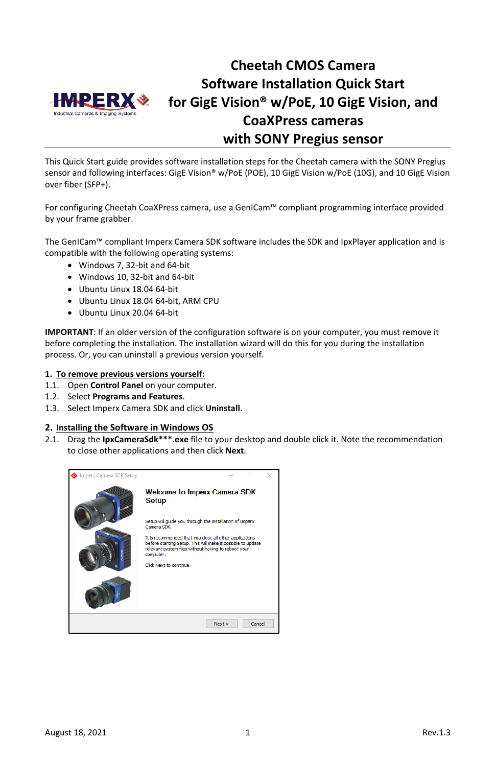# Cheetah CMOS Camera Software Installation Quick Start for GigE Vision® w/PoE, 10 GigE Vision, and CoaXPress cameras with SONY Pregius sensor

This Quick Start guide provides software installation steps for the Cheetah camera with the SONY Pregius sensor and following interfaces: GigE Vision® w/PoE (POE), 10 GigE Vision w/PoE (10G), and 10 GigE Vision over fiber (SFP+).

For configuring Cheetah CoaXPress camera, use a GenICam™ compliant programming interface provided by your frame grabber.

The GenICam™ compliant Imperx Camera SDK software includes the SDK and IpxPlayer application and is compatible with the following operating systems:

- Windows 7, 32-bit and 64-bit
- Windows 10, 32-bit and 64-bit
- Ubuntu Linux 18.04 64-bit
- Ubuntu Linux 18.04 64-bit, ARM CPU
- Ubuntu Linux 20.04 64-bit

**IMPORTANT**: If an older version of the configuration software is on your computer, you must remove it before completing the installation. The installation wizard will do this for you during the installation process. Or, you can uninstall a previous version yourself.

## 1. To remove previous versions yourself:

1.1. Open **Control Panel** on your computer.

1.2. Select **Programs and Features**.

1.3. Select Imperx Camera SDK and click **Uninstall**.

## 2. Installing the Software in Windows OS

2.1. Drag the **IpxCameraSdk***.exe** file to your desktop and double click it. Note the recommendation to close other applications and then click **Next**.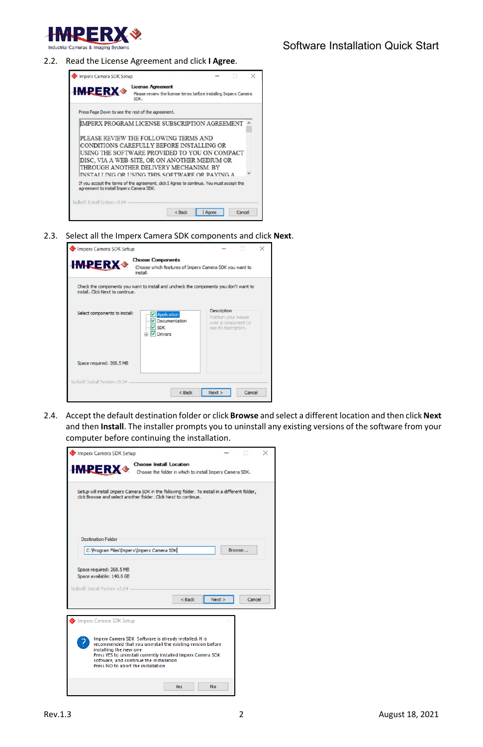2.2. Read the License Agreement and click **I Agree**.

2.3. Select all the Imperx Camera SDK components and click **Next**.

2.4. Accept the default destination folder or click **Browse** and select a different location and then click **Next** and then **Install**. The installer prompts you to uninstall any existing versions of the software from your computer before continuing the installation.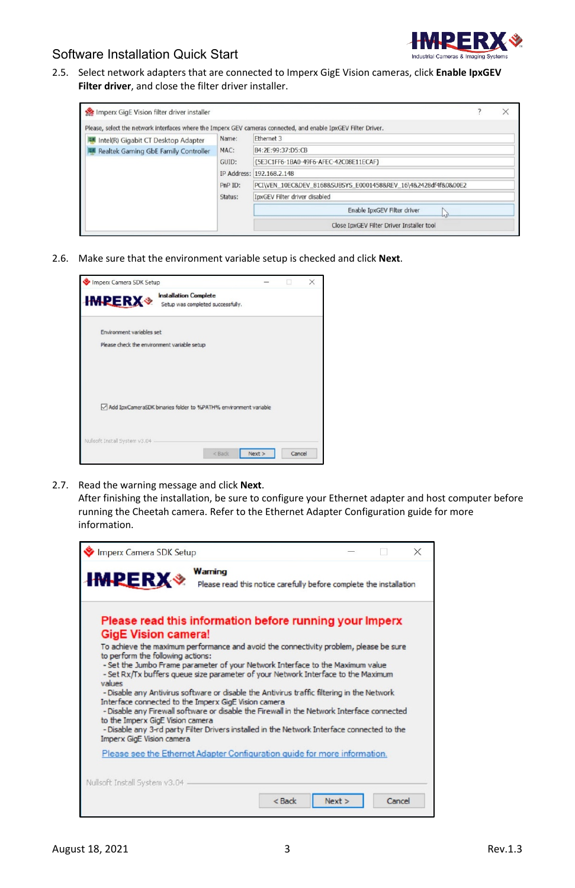2.5. Select network adapters that are connected to Imperx GigE Vision cameras, click **Enable IpxGEV Filter driver**, and close the filter driver installer.

2.6. Make sure that the environment variable setup is checked and click **Next**.

2.7. Read the warning message and click **Next**.
After finishing the installation, be sure to configure your Ethernet adapter and host computer before running the Cheetah camera. Refer to the Ethernet Adapter Configuration guide for more information.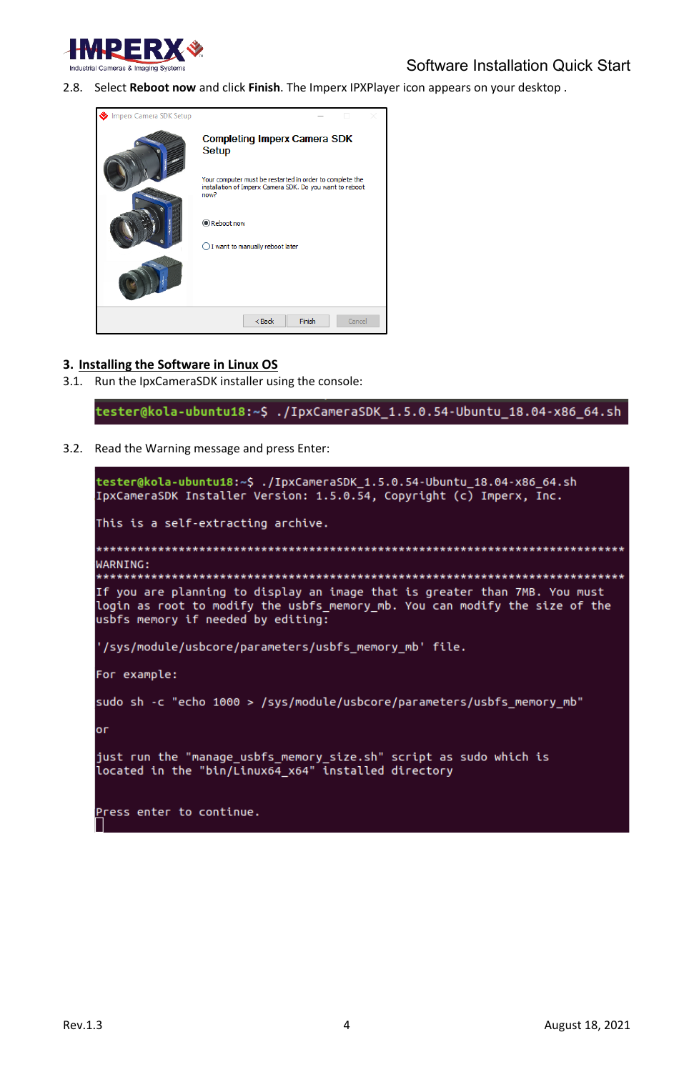2.8. Select **Reboot now** and click **Finish**. The Imperx IPXPlayer icon appears on your desktop .

## 3. Installing the Software in Linux OS

3.1. Run the IpxCameraSDK installer using the console:

```
tester@kola-ubuntu18:~$ ./IpxCameraSDK_1.5.0.54-Ubuntu_18.04-x86_64.sh
```

3.2. Read the Warning message and press Enter:

```
tester@kola-ubuntu18:~$ ./IpxCameraSDK_1.5.0.54-Ubuntu_18.04-x86_64.sh
IpxCameraSDK Installer Version: 1.5.0.54, Copyright (c) Imperx, Inc.

This is a self-extracting archive.

****************************************************************************
WARNING:
****************************************************************************
If you are planning to display an image that is greater than 7MB. You must
login as root to modify the usbfs_memory_mb. You can modify the size of the
usbfs memory if needed by editing:

'/sys/module/usbcore/parameters/usbfs_memory_mb' file.

For example:

sudo sh -c "echo 1000 > /sys/module/usbcore/parameters/usbfs_memory_mb"

or

just run the "manage_usbfs_memory_size.sh" script as sudo which is
located in the "bin/Linux64_x64" installed directory


Press enter to continue.
```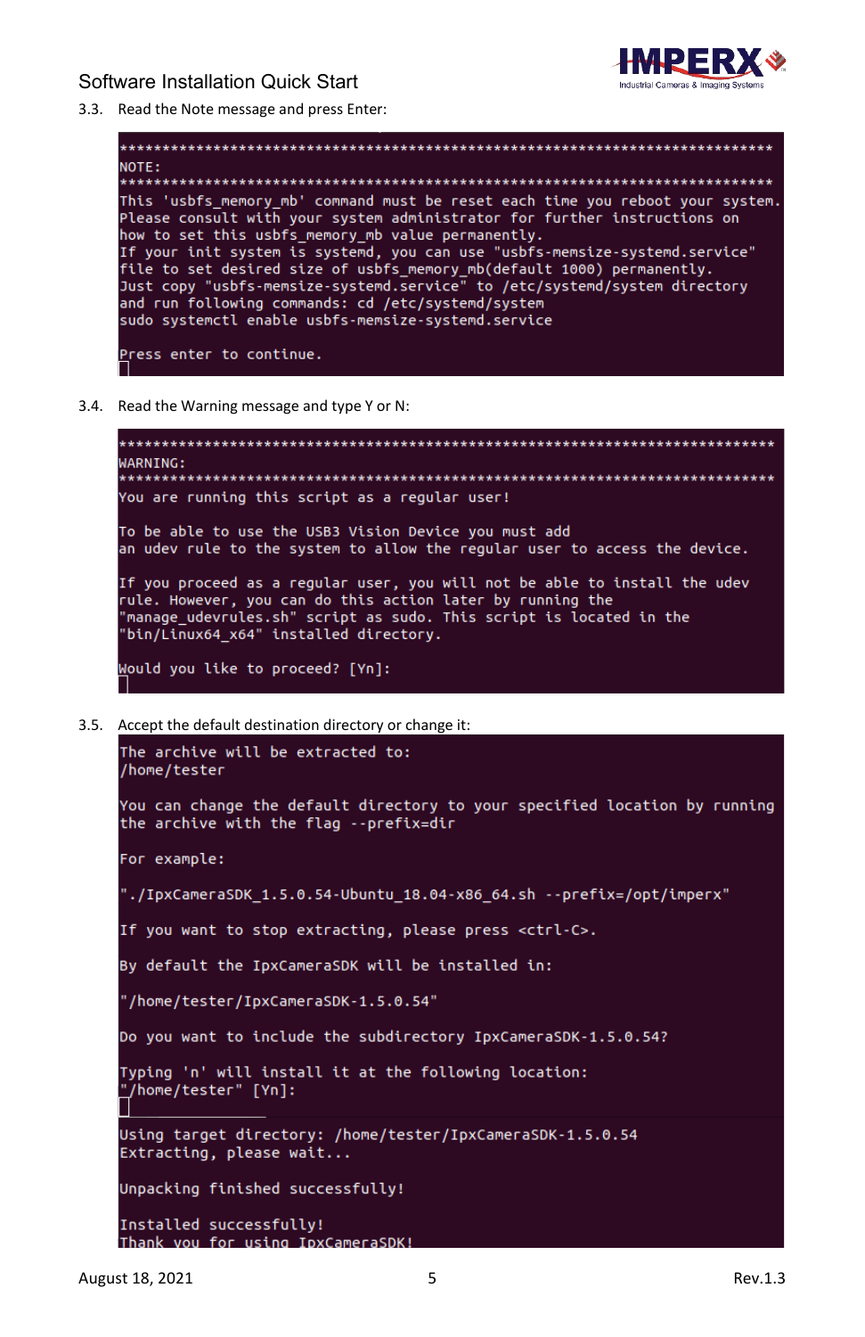3.3. Read the Note message and press Enter:

```
*****************************************************************************
NOTE:
*****************************************************************************
This 'usbfs_memory_mb' command must be reset each time you reboot your system.
Please consult with your system administrator for further instructions on
how to set this usbfs_memory_mb value permanently.
If your init system is systemd, you can use "usbfs-memsize-systemd.service"
file to set desired size of usbfs_memory_mb(default 1000) permanently.
Just copy "usbfs-memsize-systemd.service" to /etc/systemd/system directory
and run following commands: cd /etc/systemd/system
sudo systemctl enable usbfs-memsize-systemd.service

Press enter to continue.
```

3.4. Read the Warning message and type Y or N:

```
*****************************************************************************
WARNING:
*****************************************************************************
You are running this script as a regular user!

To be able to use the USB3 Vision Device you must add
an udev rule to the system to allow the regular user to access the device.

If you proceed as a regular user, you will not be able to install the udev
rule. However, you can do this action later by running the
"manage_udevrules.sh" script as sudo. This script is located in the
"bin/Linux64_x64" installed directory.

Would you like to proceed? [Yn]:
```

3.5. Accept the default destination directory or change it:

```
The archive will be extracted to:
/home/tester

You can change the default directory to your specified location by running
the archive with the flag --prefix=dir

For example:

"./IpxCameraSDK_1.5.0.54-Ubuntu_18.04-x86_64.sh --prefix=/opt/imperx"

If you want to stop extracting, please press <ctrl-C>.

By default the IpxCameraSDK will be installed in:

"/home/tester/IpxCameraSDK-1.5.0.54"

Do you want to include the subdirectory IpxCameraSDK-1.5.0.54?

Typing 'n' will install it at the following location:
"/home/tester" [Yn]:

Using target directory: /home/tester/IpxCameraSDK-1.5.0.54
Extracting, please wait...

Unpacking finished successfully!

Installed successfully!
Thank you for using IpxCameraSDK!
```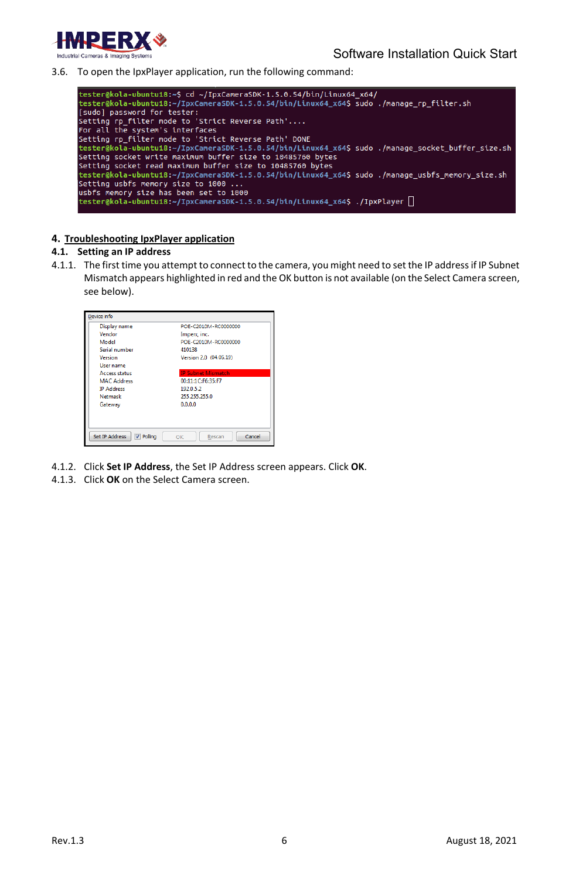3.6. To open the IpxPlayer application, run the following command:

```
tester@kola-ubuntu18:~$ cd ~/IpxCameraSDK-1.5.0.54/bin/Linux64_x64/
tester@kola-ubuntu18:~/IpxCameraSDK-1.5.0.54/bin/Linux64_x64$ sudo ./manage_rp_filter.sh
[sudo] password for tester:
Setting rp_filter mode to 'Strict Reverse Path'....
For all the system's interfaces
Setting rp_filter mode to 'Strict Reverse Path' DONE
tester@kola-ubuntu18:~/IpxCameraSDK-1.5.0.54/bin/Linux64_x64$ sudo ./manage_socket_buffer_size.sh
Setting socket write maximum buffer size to 10485760 bytes
Setting socket read maximum buffer size to 10485760 bytes
tester@kola-ubuntu18:~/IpxCameraSDK-1.5.0.54/bin/Linux64_x64$ sudo ./manage_usbfs_memory_size.sh
Setting usbfs memory size to 1000 ...
usbfs memory size has been set to 1000
tester@kola-ubuntu18:~/IpxCameraSDK-1.5.0.54/bin/Linux64_x64$ ./IpxPlayer
```

## 4. Troubleshooting IpxPlayer application

### 4.1. Setting an IP address

4.1.1. The first time you attempt to connect to the camera, you might need to set the IP address if IP Subnet Mismatch appears highlighted in red and the OK button is not available (on the Select Camera screen, see below).

Device info

| | |
|---|---|
| Display name | POE-C2010M-RC0000000 |
| Vendor | Imperx, inc. |
| Model | POE-C2010M-RC0000000 |
| Serial number | 410138 |
| Version | Version 2.0 (04.05.19) |
| User name | |
| Access status | IP Subnet Mismatch |
| MAC Address | 00:11:1C:F6:35:F7 |
| IP Address | 192.0.5.2 |
| Netmask | 255.255.255.0 |
| Gateway | 0.0.0.0 |

Set IP Address | Polling | OK | Rescan | Cancel

4.1.2. Click **Set IP Address**, the Set IP Address screen appears. Click **OK**.

4.1.3. Click **OK** on the Select Camera screen.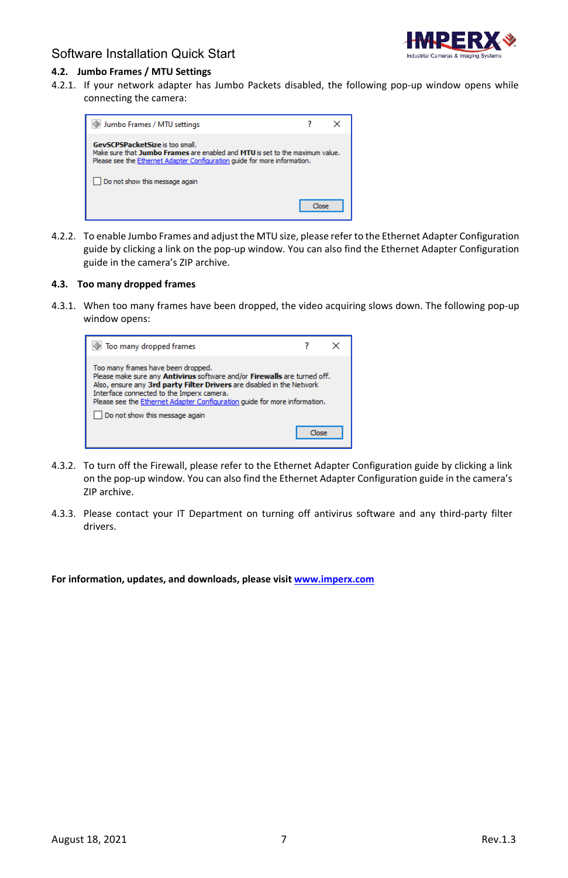## 4.2. Jumbo Frames / MTU Settings

4.2.1. If your network adapter has Jumbo Packets disabled, the following pop-up window opens while connecting the camera:

Jumbo Frames / MTU settings

**GevSCPSPacketSize** is too small.
Make sure that **Jumbo Frames** are enabled and **MTU** is set to the maximum value.
Please see the Ethernet Adapter Configuration guide for more information.

Do not show this message again

Close

4.2.2. To enable Jumbo Frames and adjust the MTU size, please refer to the Ethernet Adapter Configuration guide by clicking a link on the pop-up window. You can also find the Ethernet Adapter Configuration guide in the camera's ZIP archive.

## 4.3. Too many dropped frames

4.3.1. When too many frames have been dropped, the video acquiring slows down. The following pop-up window opens:

Too many dropped frames

Too many frames have been dropped.
Please make sure any **Antivirus** software and/or **Firewalls** are turned off.
Also, ensure any **3rd party Filter Drivers** are disabled in the Network Interface connected to the Imperx camera.
Please see the Ethernet Adapter Configuration guide for more information.

Do not show this message again

Close

4.3.2. To turn off the Firewall, please refer to the Ethernet Adapter Configuration guide by clicking a link on the pop-up window. You can also find the Ethernet Adapter Configuration guide in the camera's ZIP archive.

4.3.3. Please contact your IT Department on turning off antivirus software and any third-party filter drivers.

**For information, updates, and downloads, please visit [www.imperx.com](http://www.imperx.com)**